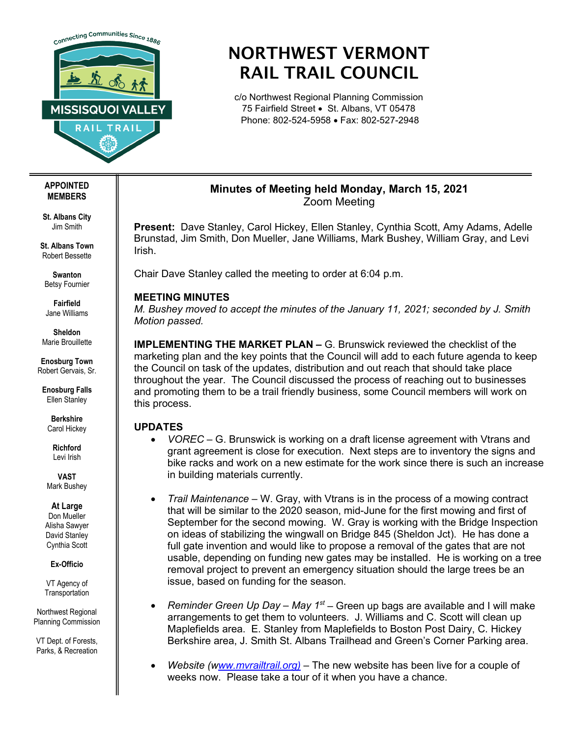# NORTHWEST VERMONT RAIL TRAIL COUNCIL

c/o Northwest Regional Planning Commission
75 Fairfield Street • St. Albans, VT 05478
Phone: 802-524-5958 • Fax: 802-527-2948

**APPOINTED MEMBERS**

**St. Albans City**
Jim Smith

**St. Albans Town**
Robert Bessette

**Swanton**
Betsy Fournier

**Fairfield**
Jane Williams

**Sheldon**
Marie Brouillette

**Enosburg Town**
Robert Gervais, Sr.

**Enosburg Falls**
Ellen Stanley

**Berkshire**
Carol Hickey

**Richford**
Levi Irish

**VAST**
Mark Bushey

**At Large**
Don Mueller
Alisha Sawyer
David Stanley
Cynthia Scott

**Ex-Officio**

VT Agency of Transportation

Northwest Regional Planning Commission

VT Dept. of Forests, Parks, & Recreation

## Minutes of Meeting held Monday, March 15, 2021

Zoom Meeting

**Present:** Dave Stanley, Carol Hickey, Ellen Stanley, Cynthia Scott, Amy Adams, Adelle Brunstad, Jim Smith, Don Mueller, Jane Williams, Mark Bushey, William Gray, and Levi Irish.

Chair Dave Stanley called the meeting to order at 6:04 p.m.

### MEETING MINUTES

*M. Bushey moved to accept the minutes of the January 11, 2021; seconded by J. Smith Motion passed.*

**IMPLEMENTING THE MARKET PLAN –** G. Brunswick reviewed the checklist of the marketing plan and the key points that the Council will add to each future agenda to keep the Council on task of the updates, distribution and out reach that should take place throughout the year. The Council discussed the process of reaching out to businesses and promoting them to be a trail friendly business, some Council members will work on this process.

### UPDATES

- *VOREC* – G. Brunswick is working on a draft license agreement with Vtrans and grant agreement is close for execution. Next steps are to inventory the signs and bike racks and work on a new estimate for the work since there is such an increase in building materials currently.

- *Trail Maintenance* – W. Gray, with Vtrans is in the process of a mowing contract that will be similar to the 2020 season, mid-June for the first mowing and first of September for the second mowing. W. Gray is working with the Bridge Inspection on ideas of stabilizing the wingwall on Bridge 845 (Sheldon Jct). He has done a full gate invention and would like to propose a removal of the gates that are not usable, depending on funding new gates may be installed. He is working on a tree removal project to prevent an emergency situation should the large trees be an issue, based on funding for the season.

- *Reminder Green Up Day – May 1st* – Green up bags are available and I will make arrangements to get them to volunteers. J. Williams and C. Scott will clean up Maplefields area. E. Stanley from Maplefields to Boston Post Dairy, C. Hickey Berkshire area, J. Smith St. Albans Trailhead and Green's Corner Parking area.

- *Website (www.mvrailtrail.org)* – The new website has been live for a couple of weeks now. Please take a tour of it when you have a chance.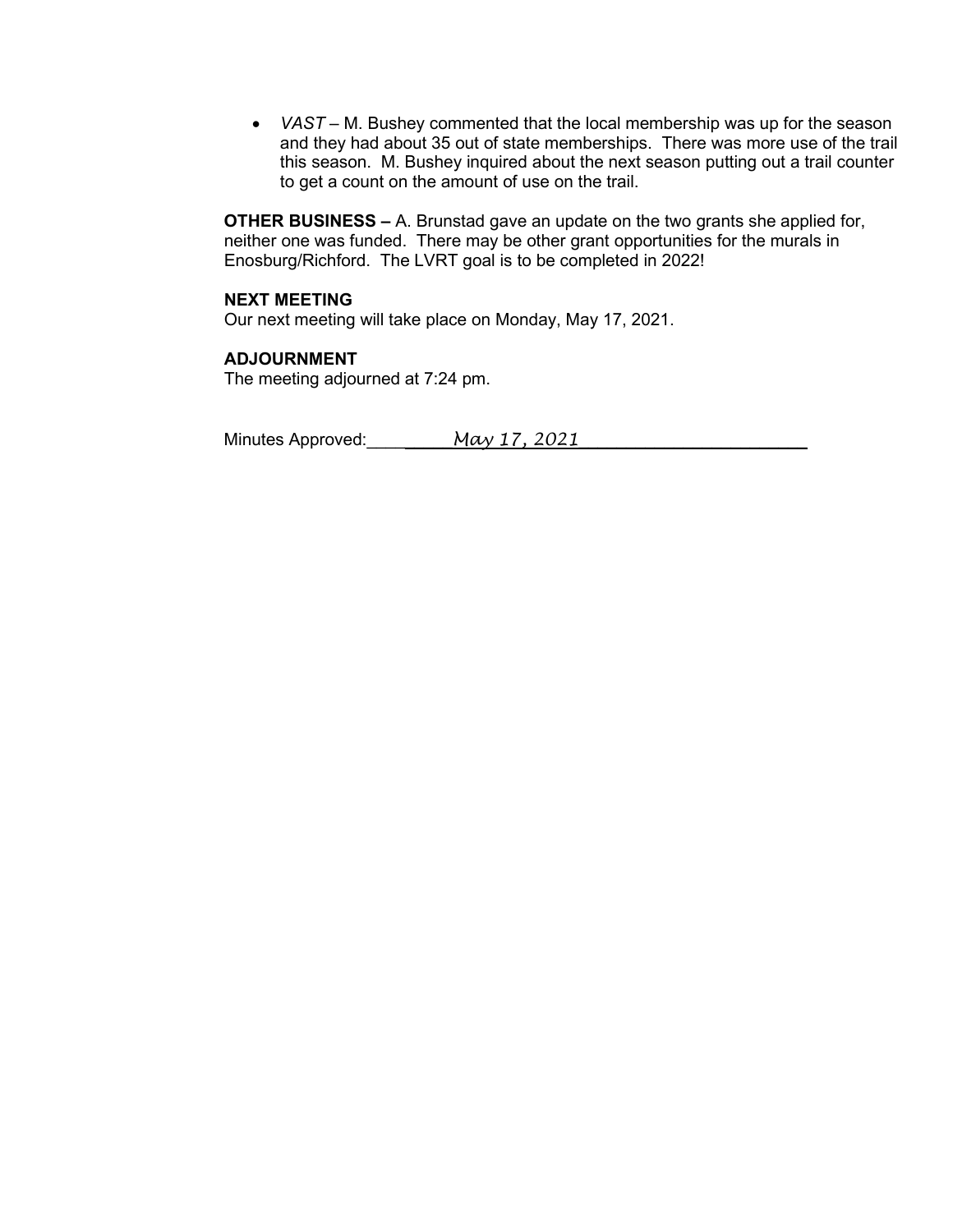- *VAST* – M. Bushey commented that the local membership was up for the season and they had about 35 out of state memberships. There was more use of the trail this season. M. Bushey inquired about the next season putting out a trail counter to get a count on the amount of use on the trail.

**OTHER BUSINESS –** A. Brunstad gave an update on the two grants she applied for, neither one was funded. There may be other grant opportunities for the murals in Enosburg/Richford. The LVRT goal is to be completed in 2022!

**NEXT MEETING**
Our next meeting will take place on Monday, May 17, 2021.

**ADJOURNMENT**
The meeting adjourned at 7:24 pm.

Minutes Approved: *May 17, 2021*